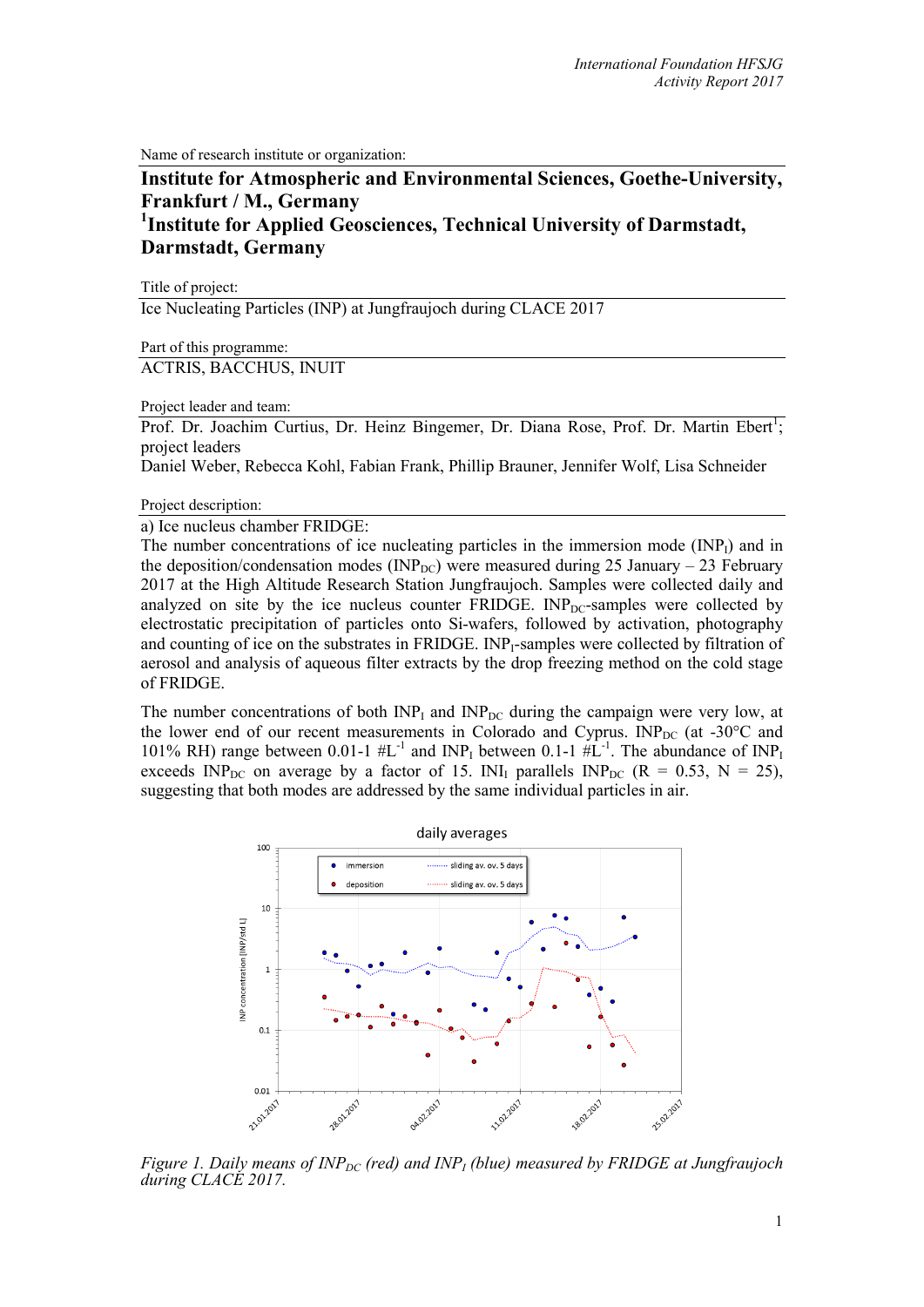Name of research institute or organization:

**Institute for Atmospheric and Environmental Sciences, Goethe-University, Frankfurt / M., Germany**
**[1]Institute for Applied Geosciences, Technical University of Darmstadt, Darmstadt, Germany**

Title of project:

Ice Nucleating Particles (INP) at Jungfraujoch during CLACE 2017

Part of this programme:

ACTRIS, BACCHUS, INUIT

Project leader and team:

Prof. Dr. Joachim Curtius, Dr. Heinz Bingemer, Dr. Diana Rose, Prof. Dr. Martin Ebert[1]; project leaders
Daniel Weber, Rebecca Kohl, Fabian Frank, Phillip Brauner, Jennifer Wolf, Lisa Schneider

Project description:

a) Ice nucleus chamber FRIDGE:

The number concentrations of ice nucleating particles in the immersion mode ($INP_I$) and in the deposition/condensation modes ($INP_{DC}$) were measured during 25 January – 23 February 2017 at the High Altitude Research Station Jungfraujoch. Samples were collected daily and analyzed on site by the ice nucleus counter FRIDGE. $INP_{DC}$-samples were collected by electrostatic precipitation of particles onto Si-wafers, followed by activation, photography and counting of ice on the substrates in FRIDGE. $INP_I$-samples were collected by filtration of aerosol and analysis of aqueous filter extracts by the drop freezing method on the cold stage of FRIDGE.

The number concentrations of both $INP_I$ and $INP_{DC}$ during the campaign were very low, at the lower end of our recent measurements in Colorado and Cyprus. $INP_{DC}$ (at -30°C and 101% RH) range between 0.01-1 #$L^{-1}$ and $INP_I$ between 0.1-1 #$L^{-1}$. The abundance of $INP_I$ exceeds $INP_{DC}$ on average by a factor of 15. $INI_I$ parallels $INP_{DC}$ ($R = 0.53$, $N = 25$), suggesting that both modes are addressed by the same individual particles in air.

*Figure 1. Daily means of $INP_{DC}$ (red) and $INP_I$ (blue) measured by FRIDGE at Jungfraujoch during CLACE 2017.*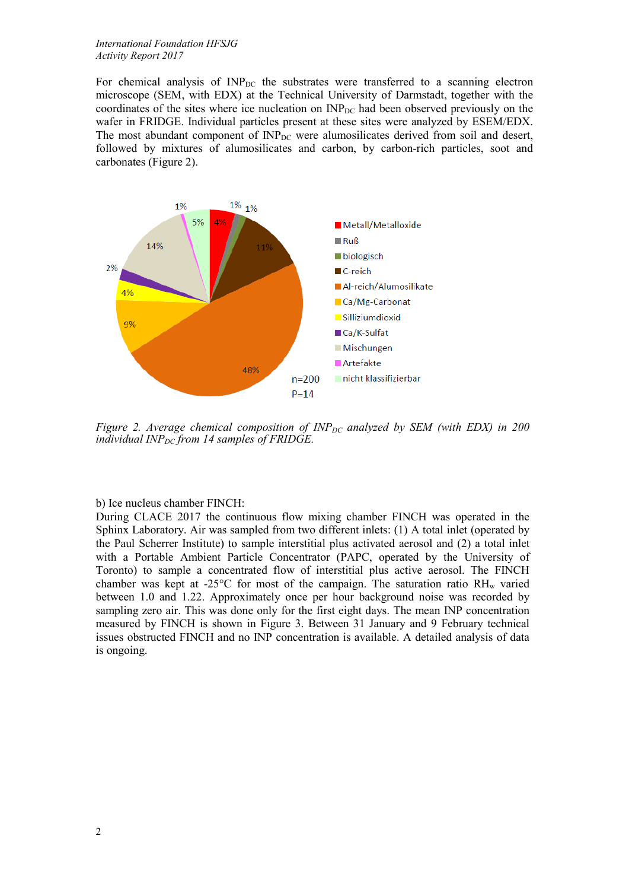For chemical analysis of $INP_{DC}$ the substrates were transferred to a scanning electron microscope (SEM, with EDX) at the Technical University of Darmstadt, together with the coordinates of the sites where ice nucleation on $INP_{DC}$ had been observed previously on the wafer in FRIDGE. Individual particles present at these sites were analyzed by ESEM/EDX. The most abundant component of $INP_{DC}$ were alumosilicates derived from soil and desert, followed by mixtures of alumosilicates and carbon, by carbon-rich particles, soot and carbonates (Figure 2).

*Figure 2. Average chemical composition of $INP_{DC}$ analyzed by SEM (with EDX) in 200 individual $INP_{DC}$ from 14 samples of FRIDGE.*

b) Ice nucleus chamber FINCH:

During CLACE 2017 the continuous flow mixing chamber FINCH was operated in the Sphinx Laboratory. Air was sampled from two different inlets: (1) A total inlet (operated by the Paul Scherrer Institute) to sample interstitial plus activated aerosol and (2) a total inlet with a Portable Ambient Particle Concentrator (PAPC, operated by the University of Toronto) to sample a concentrated flow of interstitial plus active aerosol. The FINCH chamber was kept at -25°C for most of the campaign. The saturation ratio $RH_w$ varied between 1.0 and 1.22. Approximately once per hour background noise was recorded by sampling zero air. This was done only for the first eight days. The mean INP concentration measured by FINCH is shown in Figure 3. Between 31 January and 9 February technical issues obstructed FINCH and no INP concentration is available. A detailed analysis of data is ongoing.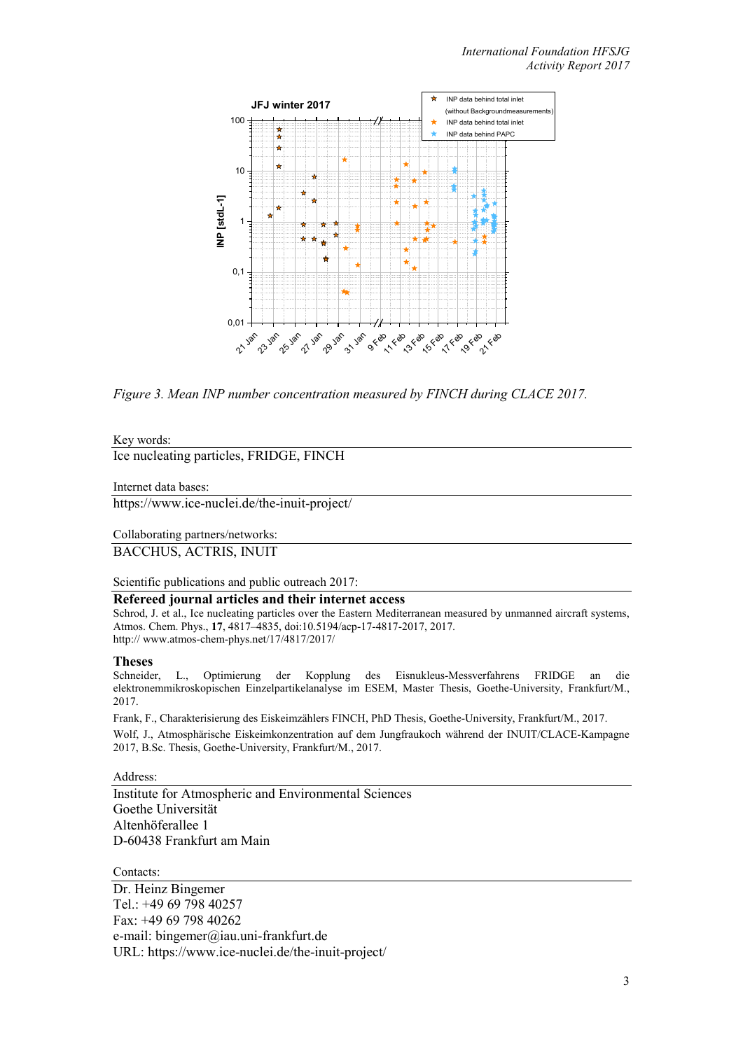JFJ winter 2017

INP data behind total inlet (without Backgroundmeasurements)

INP data behind total inlet

INP data behind PAPC

INP [stdL-1]

100

10

1

0,1

0,01

21 Jan, 23 Jan, 25 Jan, 27 Jan, 29 Jan, 31 Jan, 9 Feb, 11 Feb, 13 Feb, 15 Feb, 17 Feb, 19 Feb, 21 Feb

*Figure 3. Mean INP number concentration measured by FINCH during CLACE 2017.*

Key words:

Ice nucleating particles, FRIDGE, FINCH

Internet data bases:

https://www.ice-nuclei.de/the-inuit-project/

Collaborating partners/networks:

BACCHUS, ACTRIS, INUIT

Scientific publications and public outreach 2017:

## Refereed journal articles and their internet access

Schrod, J. et al., Ice nucleating particles over the Eastern Mediterranean measured by unmanned aircraft systems, Atmos. Chem. Phys., **17**, 4817–4835, doi:10.5194/acp-17-4817-2017, 2017.
http:// www.atmos-chem-phys.net/17/4817/2017/

## Theses

Schneider, L., Optimierung der Kopplung des Eisnukleus-Messverfahrens FRIDGE an die elektronemmikroskopischen Einzelpartikelanalyse im ESEM, Master Thesis, Goethe-University, Frankfurt/M., 2017.

Frank, F., Charakterisierung des Eiskeimzählers FINCH, PhD Thesis, Goethe-University, Frankfurt/M., 2017.

Wolf, J., Atmosphärische Eiskeimkonzentration auf dem Jungfraukoch während der INUIT/CLACE-Kampagne 2017, B.Sc. Thesis, Goethe-University, Frankfurt/M., 2017.

Address:

Institute for Atmospheric and Environmental Sciences
Goethe Universität
Altenhöferallee 1
D-60438 Frankfurt am Main

Contacts:

Dr. Heinz Bingemer
Tel.: +49 69 798 40257
Fax: +49 69 798 40262
e-mail: bingemer@iau.uni-frankfurt.de
URL: https://www.ice-nuclei.de/the-inuit-project/